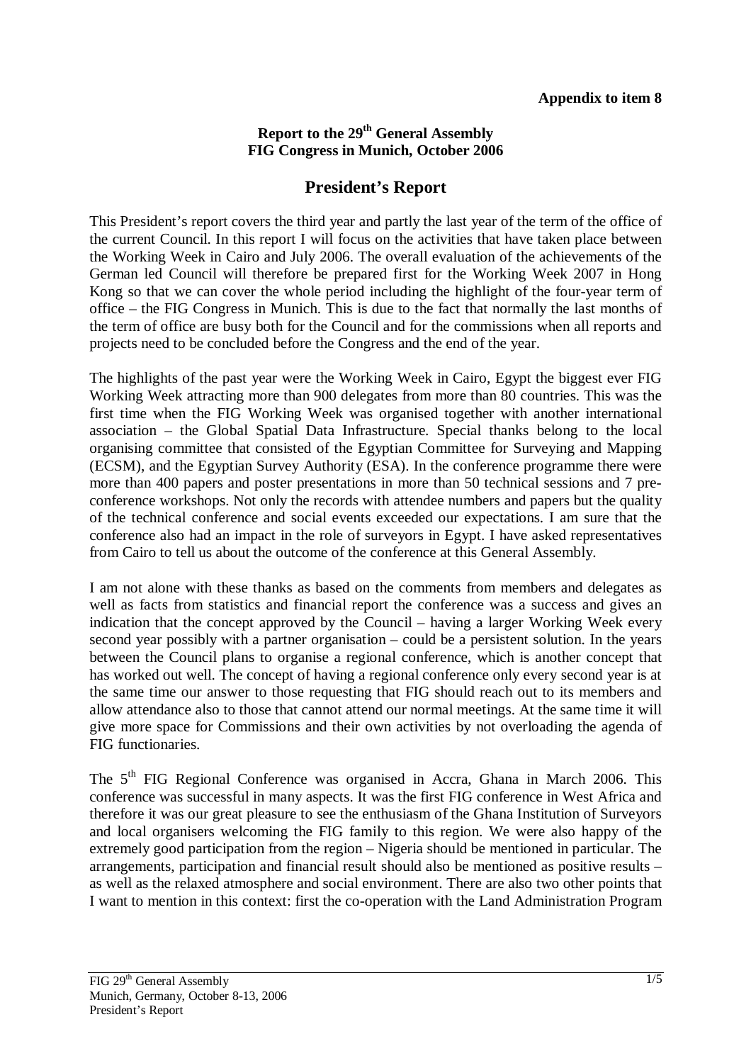**Appendix to item 8**

**Report to the 29th General Assembly**
**FIG Congress in Munich, October 2006**

# President's Report

This President's report covers the third year and partly the last year of the term of the office of the current Council. In this report I will focus on the activities that have taken place between the Working Week in Cairo and July 2006. The overall evaluation of the achievements of the German led Council will therefore be prepared first for the Working Week 2007 in Hong Kong so that we can cover the whole period including the highlight of the four-year term of office – the FIG Congress in Munich. This is due to the fact that normally the last months of the term of office are busy both for the Council and for the commissions when all reports and projects need to be concluded before the Congress and the end of the year.

The highlights of the past year were the Working Week in Cairo, Egypt the biggest ever FIG Working Week attracting more than 900 delegates from more than 80 countries. This was the first time when the FIG Working Week was organised together with another international association – the Global Spatial Data Infrastructure. Special thanks belong to the local organising committee that consisted of the Egyptian Committee for Surveying and Mapping (ECSM), and the Egyptian Survey Authority (ESA). In the conference programme there were more than 400 papers and poster presentations in more than 50 technical sessions and 7 pre-conference workshops. Not only the records with attendee numbers and papers but the quality of the technical conference and social events exceeded our expectations. I am sure that the conference also had an impact in the role of surveyors in Egypt. I have asked representatives from Cairo to tell us about the outcome of the conference at this General Assembly.

I am not alone with these thanks as based on the comments from members and delegates as well as facts from statistics and financial report the conference was a success and gives an indication that the concept approved by the Council – having a larger Working Week every second year possibly with a partner organisation – could be a persistent solution. In the years between the Council plans to organise a regional conference, which is another concept that has worked out well. The concept of having a regional conference only every second year is at the same time our answer to those requesting that FIG should reach out to its members and allow attendance also to those that cannot attend our normal meetings. At the same time it will give more space for Commissions and their own activities by not overloading the agenda of FIG functionaries.

The 5th FIG Regional Conference was organised in Accra, Ghana in March 2006. This conference was successful in many aspects. It was the first FIG conference in West Africa and therefore it was our great pleasure to see the enthusiasm of the Ghana Institution of Surveyors and local organisers welcoming the FIG family to this region. We were also happy of the extremely good participation from the region – Nigeria should be mentioned in particular. The arrangements, participation and financial result should also be mentioned as positive results – as well as the relaxed atmosphere and social environment. There are also two other points that I want to mention in this context: first the co-operation with the Land Administration Program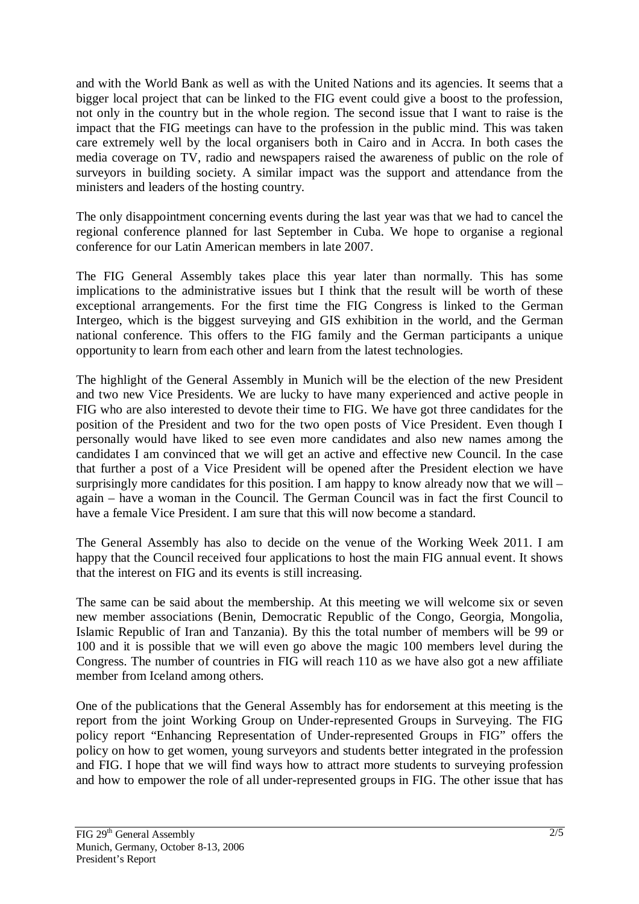and with the World Bank as well as with the United Nations and its agencies. It seems that a bigger local project that can be linked to the FIG event could give a boost to the profession, not only in the country but in the whole region. The second issue that I want to raise is the impact that the FIG meetings can have to the profession in the public mind. This was taken care extremely well by the local organisers both in Cairo and in Accra. In both cases the media coverage on TV, radio and newspapers raised the awareness of public on the role of surveyors in building society. A similar impact was the support and attendance from the ministers and leaders of the hosting country.

The only disappointment concerning events during the last year was that we had to cancel the regional conference planned for last September in Cuba. We hope to organise a regional conference for our Latin American members in late 2007.

The FIG General Assembly takes place this year later than normally. This has some implications to the administrative issues but I think that the result will be worth of these exceptional arrangements. For the first time the FIG Congress is linked to the German Intergeo, which is the biggest surveying and GIS exhibition in the world, and the German national conference. This offers to the FIG family and the German participants a unique opportunity to learn from each other and learn from the latest technologies.

The highlight of the General Assembly in Munich will be the election of the new President and two new Vice Presidents. We are lucky to have many experienced and active people in FIG who are also interested to devote their time to FIG. We have got three candidates for the position of the President and two for the two open posts of Vice President. Even though I personally would have liked to see even more candidates and also new names among the candidates I am convinced that we will get an active and effective new Council. In the case that further a post of a Vice President will be opened after the President election we have surprisingly more candidates for this position. I am happy to know already now that we will – again – have a woman in the Council. The German Council was in fact the first Council to have a female Vice President. I am sure that this will now become a standard.

The General Assembly has also to decide on the venue of the Working Week 2011. I am happy that the Council received four applications to host the main FIG annual event. It shows that the interest on FIG and its events is still increasing.

The same can be said about the membership. At this meeting we will welcome six or seven new member associations (Benin, Democratic Republic of the Congo, Georgia, Mongolia, Islamic Republic of Iran and Tanzania). By this the total number of members will be 99 or 100 and it is possible that we will even go above the magic 100 members level during the Congress. The number of countries in FIG will reach 110 as we have also got a new affiliate member from Iceland among others.

One of the publications that the General Assembly has for endorsement at this meeting is the report from the joint Working Group on Under-represented Groups in Surveying. The FIG policy report "Enhancing Representation of Under-represented Groups in FIG" offers the policy on how to get women, young surveyors and students better integrated in the profession and FIG. I hope that we will find ways how to attract more students to surveying profession and how to empower the role of all under-represented groups in FIG. The other issue that has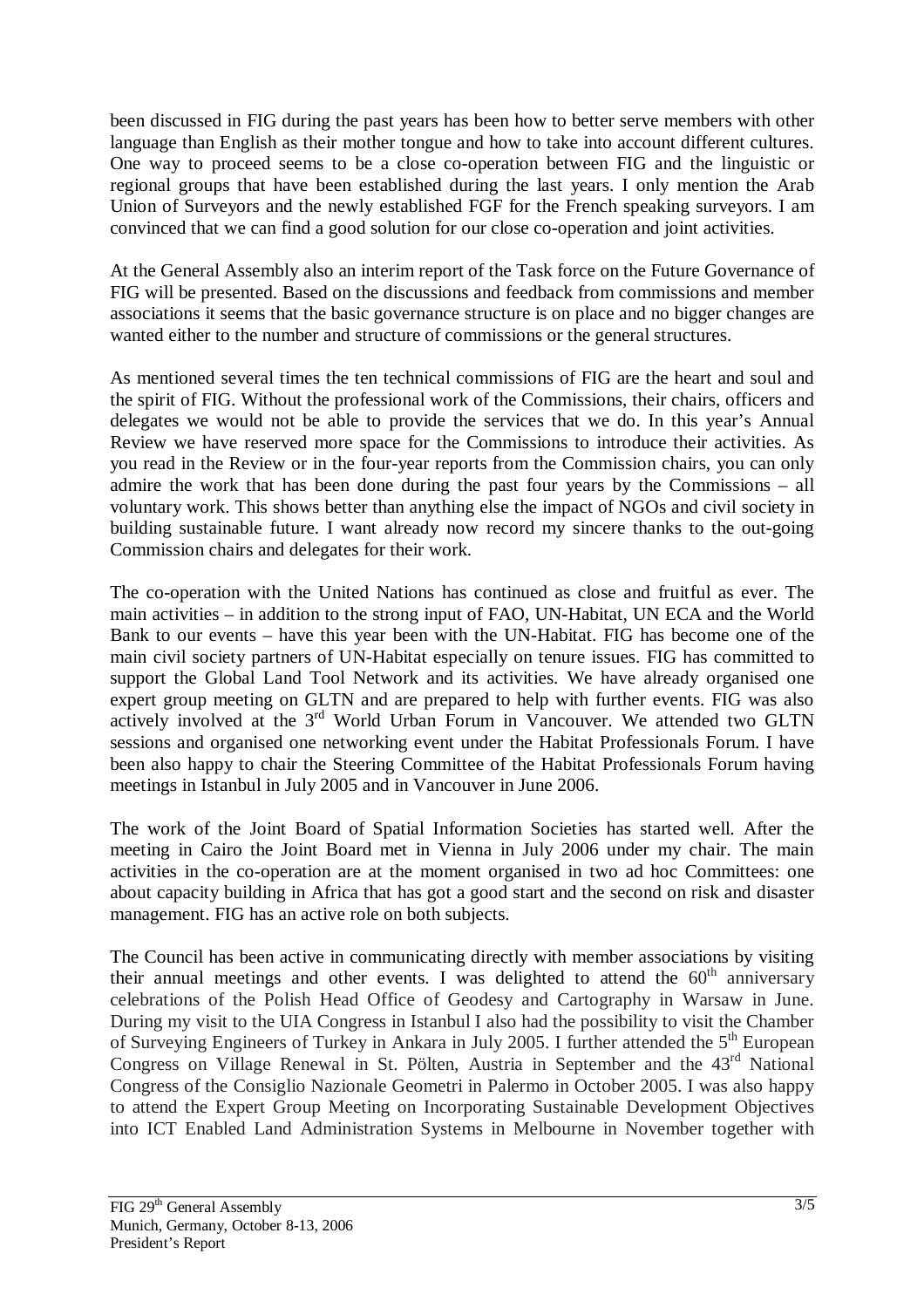been discussed in FIG during the past years has been how to better serve members with other language than English as their mother tongue and how to take into account different cultures. One way to proceed seems to be a close co-operation between FIG and the linguistic or regional groups that have been established during the last years. I only mention the Arab Union of Surveyors and the newly established FGF for the French speaking surveyors. I am convinced that we can find a good solution for our close co-operation and joint activities.

At the General Assembly also an interim report of the Task force on the Future Governance of FIG will be presented. Based on the discussions and feedback from commissions and member associations it seems that the basic governance structure is on place and no bigger changes are wanted either to the number and structure of commissions or the general structures.

As mentioned several times the ten technical commissions of FIG are the heart and soul and the spirit of FIG. Without the professional work of the Commissions, their chairs, officers and delegates we would not be able to provide the services that we do. In this year's Annual Review we have reserved more space for the Commissions to introduce their activities. As you read in the Review or in the four-year reports from the Commission chairs, you can only admire the work that has been done during the past four years by the Commissions – all voluntary work. This shows better than anything else the impact of NGOs and civil society in building sustainable future. I want already now record my sincere thanks to the out-going Commission chairs and delegates for their work.

The co-operation with the United Nations has continued as close and fruitful as ever. The main activities – in addition to the strong input of FAO, UN-Habitat, UN ECA and the World Bank to our events – have this year been with the UN-Habitat. FIG has become one of the main civil society partners of UN-Habitat especially on tenure issues. FIG has committed to support the Global Land Tool Network and its activities. We have already organised one expert group meeting on GLTN and are prepared to help with further events. FIG was also actively involved at the 3rd World Urban Forum in Vancouver. We attended two GLTN sessions and organised one networking event under the Habitat Professionals Forum. I have been also happy to chair the Steering Committee of the Habitat Professionals Forum having meetings in Istanbul in July 2005 and in Vancouver in June 2006.

The work of the Joint Board of Spatial Information Societies has started well. After the meeting in Cairo the Joint Board met in Vienna in July 2006 under my chair. The main activities in the co-operation are at the moment organised in two ad hoc Committees: one about capacity building in Africa that has got a good start and the second on risk and disaster management. FIG has an active role on both subjects.

The Council has been active in communicating directly with member associations by visiting their annual meetings and other events. I was delighted to attend the 60th anniversary celebrations of the Polish Head Office of Geodesy and Cartography in Warsaw in June. During my visit to the UIA Congress in Istanbul I also had the possibility to visit the Chamber of Surveying Engineers of Turkey in Ankara in July 2005. I further attended the 5th European Congress on Village Renewal in St. Pölten, Austria in September and the 43rd National Congress of the Consiglio Nazionale Geometri in Palermo in October 2005. I was also happy to attend the Expert Group Meeting on Incorporating Sustainable Development Objectives into ICT Enabled Land Administration Systems in Melbourne in November together with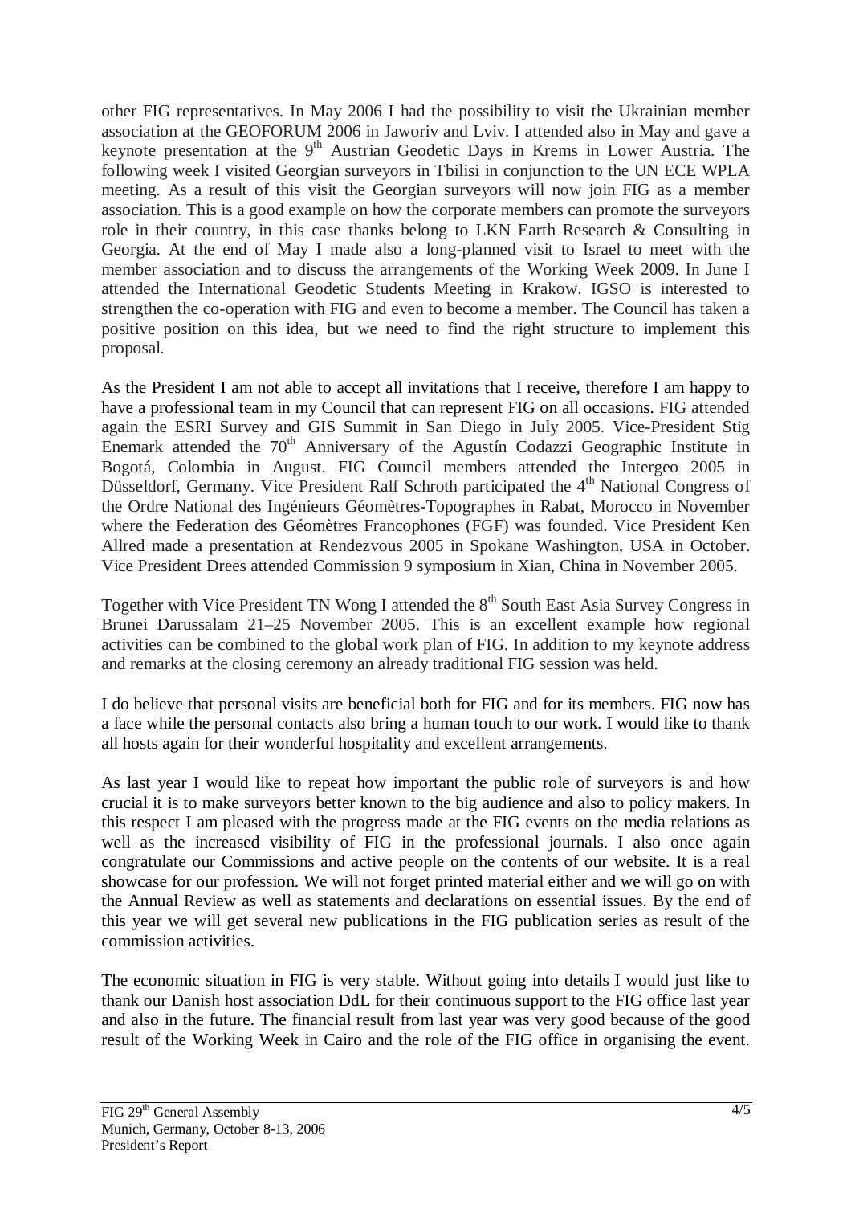other FIG representatives. In May 2006 I had the possibility to visit the Ukrainian member association at the GEOFORUM 2006 in Jaworiv and Lviv. I attended also in May and gave a keynote presentation at the 9th Austrian Geodetic Days in Krems in Lower Austria. The following week I visited Georgian surveyors in Tbilisi in conjunction to the UN ECE WPLA meeting. As a result of this visit the Georgian surveyors will now join FIG as a member association. This is a good example on how the corporate members can promote the surveyors role in their country, in this case thanks belong to LKN Earth Research & Consulting in Georgia. At the end of May I made also a long-planned visit to Israel to meet with the member association and to discuss the arrangements of the Working Week 2009. In June I attended the International Geodetic Students Meeting in Krakow. IGSO is interested to strengthen the co-operation with FIG and even to become a member. The Council has taken a positive position on this idea, but we need to find the right structure to implement this proposal.

As the President I am not able to accept all invitations that I receive, therefore I am happy to have a professional team in my Council that can represent FIG on all occasions. FIG attended again the ESRI Survey and GIS Summit in San Diego in July 2005. Vice-President Stig Enemark attended the 70th Anniversary of the Agustín Codazzi Geographic Institute in Bogotá, Colombia in August. FIG Council members attended the Intergeo 2005 in Düsseldorf, Germany. Vice President Ralf Schroth participated the 4th National Congress of the Ordre National des Ingénieurs Géomètres-Topographes in Rabat, Morocco in November where the Federation des Géomètres Francophones (FGF) was founded. Vice President Ken Allred made a presentation at Rendezvous 2005 in Spokane Washington, USA in October. Vice President Drees attended Commission 9 symposium in Xian, China in November 2005.

Together with Vice President TN Wong I attended the 8th South East Asia Survey Congress in Brunei Darussalam 21–25 November 2005. This is an excellent example how regional activities can be combined to the global work plan of FIG. In addition to my keynote address and remarks at the closing ceremony an already traditional FIG session was held.

I do believe that personal visits are beneficial both for FIG and for its members. FIG now has a face while the personal contacts also bring a human touch to our work. I would like to thank all hosts again for their wonderful hospitality and excellent arrangements.

As last year I would like to repeat how important the public role of surveyors is and how crucial it is to make surveyors better known to the big audience and also to policy makers. In this respect I am pleased with the progress made at the FIG events on the media relations as well as the increased visibility of FIG in the professional journals. I also once again congratulate our Commissions and active people on the contents of our website. It is a real showcase for our profession. We will not forget printed material either and we will go on with the Annual Review as well as statements and declarations on essential issues. By the end of this year we will get several new publications in the FIG publication series as result of the commission activities.

The economic situation in FIG is very stable. Without going into details I would just like to thank our Danish host association DdL for their continuous support to the FIG office last year and also in the future. The financial result from last year was very good because of the good result of the Working Week in Cairo and the role of the FIG office in organising the event.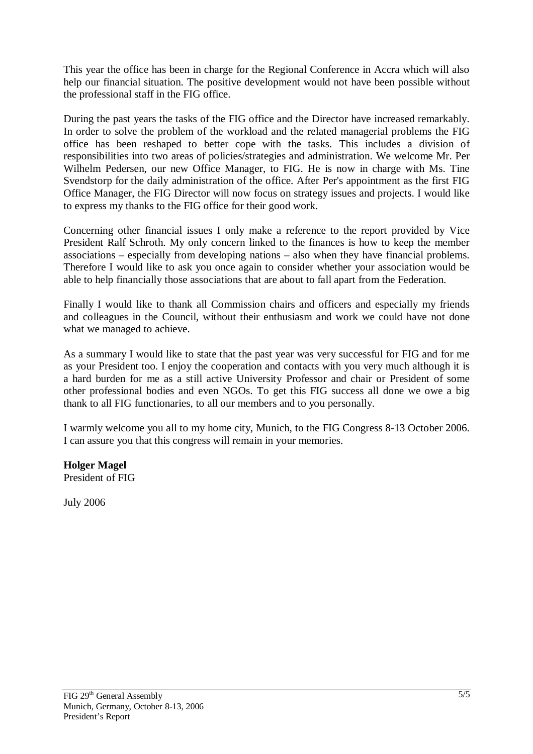This year the office has been in charge for the Regional Conference in Accra which will also help our financial situation. The positive development would not have been possible without the professional staff in the FIG office.

During the past years the tasks of the FIG office and the Director have increased remarkably. In order to solve the problem of the workload and the related managerial problems the FIG office has been reshaped to better cope with the tasks. This includes a division of responsibilities into two areas of policies/strategies and administration. We welcome Mr. Per Wilhelm Pedersen, our new Office Manager, to FIG. He is now in charge with Ms. Tine Svendstorp for the daily administration of the office. After Per's appointment as the first FIG Office Manager, the FIG Director will now focus on strategy issues and projects. I would like to express my thanks to the FIG office for their good work.

Concerning other financial issues I only make a reference to the report provided by Vice President Ralf Schroth. My only concern linked to the finances is how to keep the member associations – especially from developing nations – also when they have financial problems. Therefore I would like to ask you once again to consider whether your association would be able to help financially those associations that are about to fall apart from the Federation.

Finally I would like to thank all Commission chairs and officers and especially my friends and colleagues in the Council, without their enthusiasm and work we could have not done what we managed to achieve.

As a summary I would like to state that the past year was very successful for FIG and for me as your President too. I enjoy the cooperation and contacts with you very much although it is a hard burden for me as a still active University Professor and chair or President of some other professional bodies and even NGOs. To get this FIG success all done we owe a big thank to all FIG functionaries, to all our members and to you personally.

I warmly welcome you all to my home city, Munich, to the FIG Congress 8-13 October 2006. I can assure you that this congress will remain in your memories.

**Holger Magel**
President of FIG

July 2006